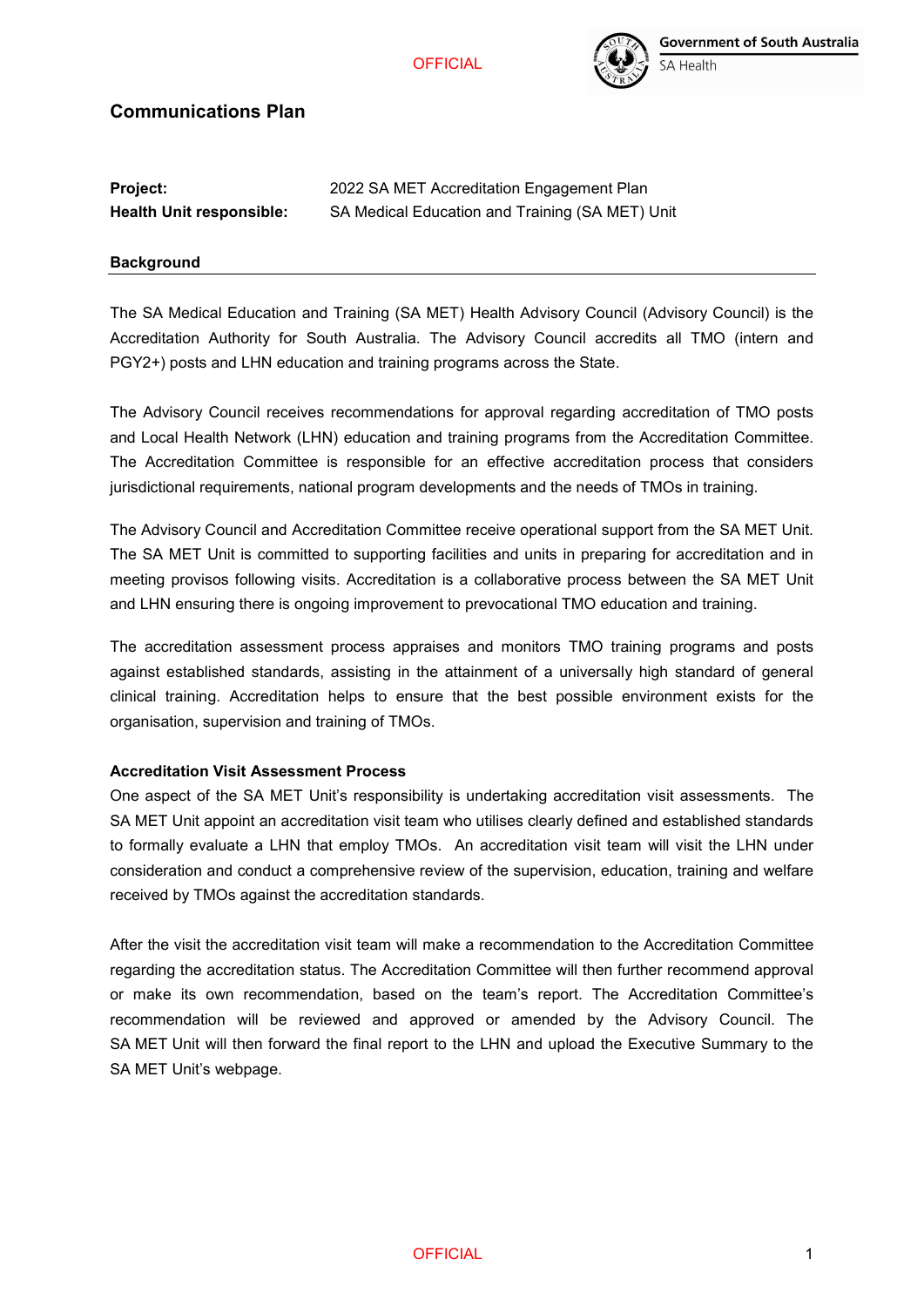# Communications Plan

| | |
|---|---|
| **Project:** | 2022 SA MET Accreditation Engagement Plan |
| **Health Unit responsible:** | SA Medical Education and Training (SA MET) Unit |

## Background

The SA Medical Education and Training (SA MET) Health Advisory Council (Advisory Council) is the Accreditation Authority for South Australia. The Advisory Council accredits all TMO (intern and PGY2+) posts and LHN education and training programs across the State.

The Advisory Council receives recommendations for approval regarding accreditation of TMO posts and Local Health Network (LHN) education and training programs from the Accreditation Committee. The Accreditation Committee is responsible for an effective accreditation process that considers jurisdictional requirements, national program developments and the needs of TMOs in training.

The Advisory Council and Accreditation Committee receive operational support from the SA MET Unit. The SA MET Unit is committed to supporting facilities and units in preparing for accreditation and in meeting provisos following visits. Accreditation is a collaborative process between the SA MET Unit and LHN ensuring there is ongoing improvement to prevocational TMO education and training.

The accreditation assessment process appraises and monitors TMO training programs and posts against established standards, assisting in the attainment of a universally high standard of general clinical training. Accreditation helps to ensure that the best possible environment exists for the organisation, supervision and training of TMOs.

### Accreditation Visit Assessment Process

One aspect of the SA MET Unit's responsibility is undertaking accreditation visit assessments. The SA MET Unit appoint an accreditation visit team who utilises clearly defined and established standards to formally evaluate a LHN that employ TMOs. An accreditation visit team will visit the LHN under consideration and conduct a comprehensive review of the supervision, education, training and welfare received by TMOs against the accreditation standards.

After the visit the accreditation visit team will make a recommendation to the Accreditation Committee regarding the accreditation status. The Accreditation Committee will then further recommend approval or make its own recommendation, based on the team's report. The Accreditation Committee's recommendation will be reviewed and approved or amended by the Advisory Council. The SA MET Unit will then forward the final report to the LHN and upload the Executive Summary to the SA MET Unit's webpage.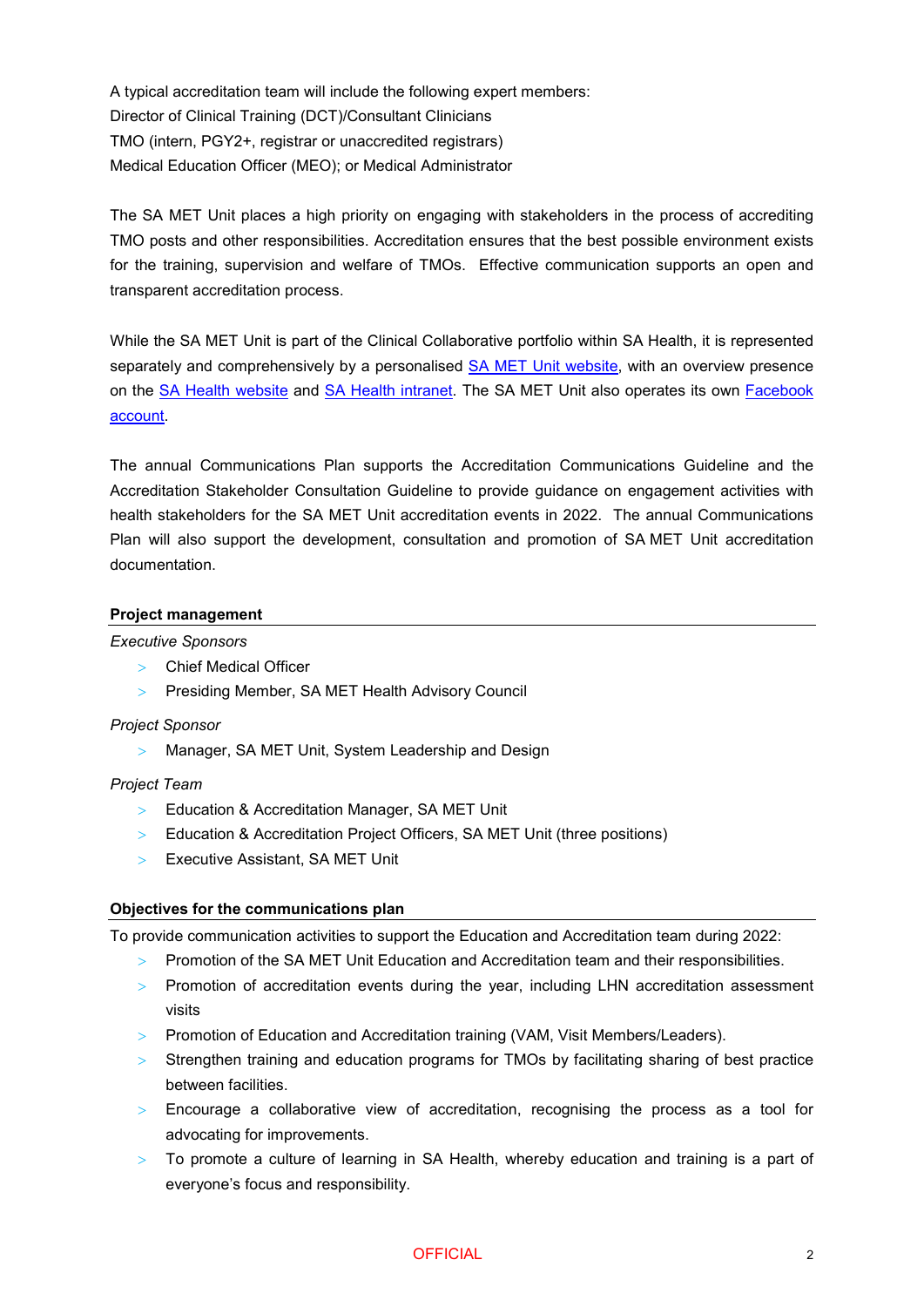A typical accreditation team will include the following expert members:
Director of Clinical Training (DCT)/Consultant Clinicians
TMO (intern, PGY2+, registrar or unaccredited registrars)
Medical Education Officer (MEO); or Medical Administrator

The SA MET Unit places a high priority on engaging with stakeholders in the process of accrediting TMO posts and other responsibilities. Accreditation ensures that the best possible environment exists for the training, supervision and welfare of TMOs. Effective communication supports an open and transparent accreditation process.

While the SA MET Unit is part of the Clinical Collaborative portfolio within SA Health, it is represented separately and comprehensively by a personalised SA MET Unit website, with an overview presence on the SA Health website and SA Health intranet. The SA MET Unit also operates its own Facebook account.

The annual Communications Plan supports the Accreditation Communications Guideline and the Accreditation Stakeholder Consultation Guideline to provide guidance on engagement activities with health stakeholders for the SA MET Unit accreditation events in 2022. The annual Communications Plan will also support the development, consultation and promotion of SA MET Unit accreditation documentation.

## Project management

*Executive Sponsors*

- Chief Medical Officer
- Presiding Member, SA MET Health Advisory Council

*Project Sponsor*

- Manager, SA MET Unit, System Leadership and Design

*Project Team*

- Education & Accreditation Manager, SA MET Unit
- Education & Accreditation Project Officers, SA MET Unit (three positions)
- Executive Assistant, SA MET Unit

## Objectives for the communications plan

To provide communication activities to support the Education and Accreditation team during 2022:

- Promotion of the SA MET Unit Education and Accreditation team and their responsibilities.
- Promotion of accreditation events during the year, including LHN accreditation assessment visits
- Promotion of Education and Accreditation training (VAM, Visit Members/Leaders).
- Strengthen training and education programs for TMOs by facilitating sharing of best practice between facilities.
- Encourage a collaborative view of accreditation, recognising the process as a tool for advocating for improvements.
- To promote a culture of learning in SA Health, whereby education and training is a part of everyone's focus and responsibility.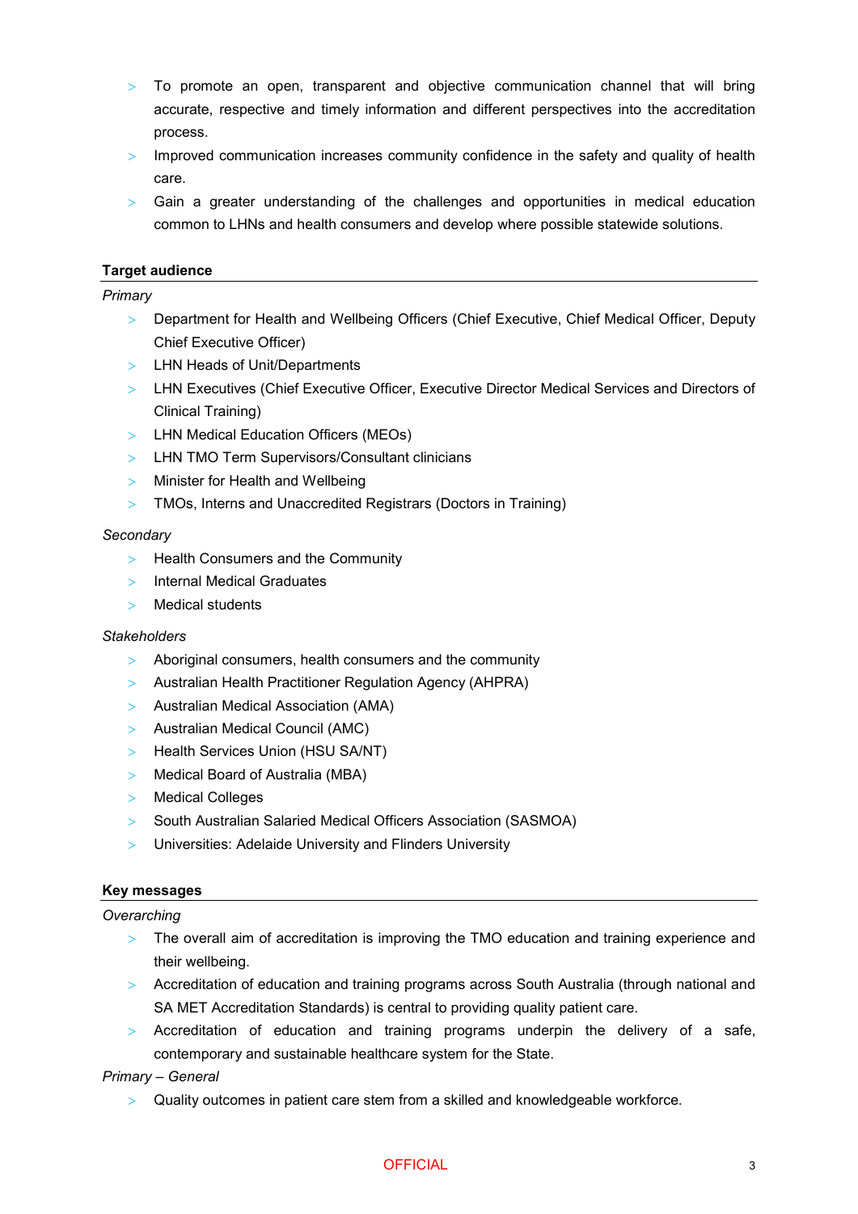- To promote an open, transparent and objective communication channel that will bring accurate, respective and timely information and different perspectives into the accreditation process.
- Improved communication increases community confidence in the safety and quality of health care.
- Gain a greater understanding of the challenges and opportunities in medical education common to LHNs and health consumers and develop where possible statewide solutions.

## Target audience

*Primary*

- Department for Health and Wellbeing Officers (Chief Executive, Chief Medical Officer, Deputy Chief Executive Officer)
- LHN Heads of Unit/Departments
- LHN Executives (Chief Executive Officer, Executive Director Medical Services and Directors of Clinical Training)
- LHN Medical Education Officers (MEOs)
- LHN TMO Term Supervisors/Consultant clinicians
- Minister for Health and Wellbeing
- TMOs, Interns and Unaccredited Registrars (Doctors in Training)

*Secondary*

- Health Consumers and the Community
- Internal Medical Graduates
- Medical students

*Stakeholders*

- Aboriginal consumers, health consumers and the community
- Australian Health Practitioner Regulation Agency (AHPRA)
- Australian Medical Association (AMA)
- Australian Medical Council (AMC)
- Health Services Union (HSU SA/NT)
- Medical Board of Australia (MBA)
- Medical Colleges
- South Australian Salaried Medical Officers Association (SASMOA)
- Universities: Adelaide University and Flinders University

## Key messages

*Overarching*

- The overall aim of accreditation is improving the TMO education and training experience and their wellbeing.
- Accreditation of education and training programs across South Australia (through national and SA MET Accreditation Standards) is central to providing quality patient care.
- Accreditation of education and training programs underpin the delivery of a safe, contemporary and sustainable healthcare system for the State.

*Primary – General*

- Quality outcomes in patient care stem from a skilled and knowledgeable workforce.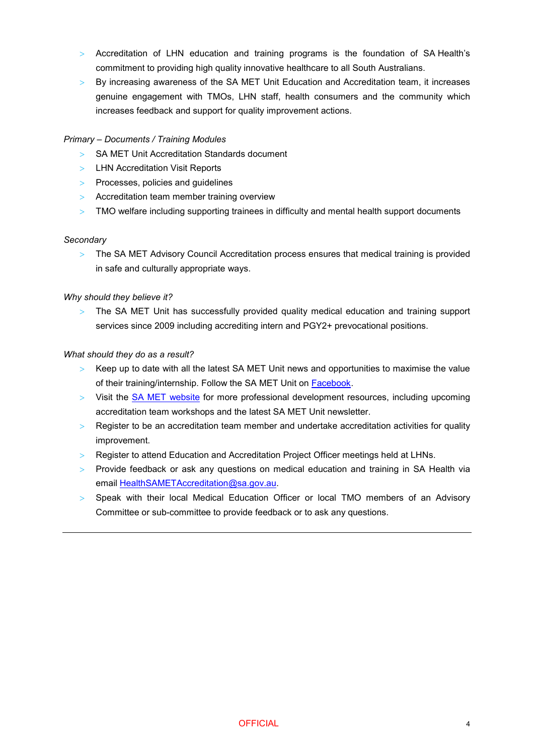- Accreditation of LHN education and training programs is the foundation of SA Health's commitment to providing high quality innovative healthcare to all South Australians.
- By increasing awareness of the SA MET Unit Education and Accreditation team, it increases genuine engagement with TMOs, LHN staff, health consumers and the community which increases feedback and support for quality improvement actions.

*Primary – Documents / Training Modules*

- SA MET Unit Accreditation Standards document
- LHN Accreditation Visit Reports
- Processes, policies and guidelines
- Accreditation team member training overview
- TMO welfare including supporting trainees in difficulty and mental health support documents

*Secondary*

- The SA MET Advisory Council Accreditation process ensures that medical training is provided in safe and culturally appropriate ways.

*Why should they believe it?*

- The SA MET Unit has successfully provided quality medical education and training support services since 2009 including accrediting intern and PGY2+ prevocational positions.

*What should they do as a result?*

- Keep up to date with all the latest SA MET Unit news and opportunities to maximise the value of their training/internship. Follow the SA MET Unit on Facebook.
- Visit the SA MET website for more professional development resources, including upcoming accreditation team workshops and the latest SA MET Unit newsletter.
- Register to be an accreditation team member and undertake accreditation activities for quality improvement.
- Register to attend Education and Accreditation Project Officer meetings held at LHNs.
- Provide feedback or ask any questions on medical education and training in SA Health via email HealthSAMETAccreditation@sa.gov.au.
- Speak with their local Medical Education Officer or local TMO members of an Advisory Committee or sub-committee to provide feedback or to ask any questions.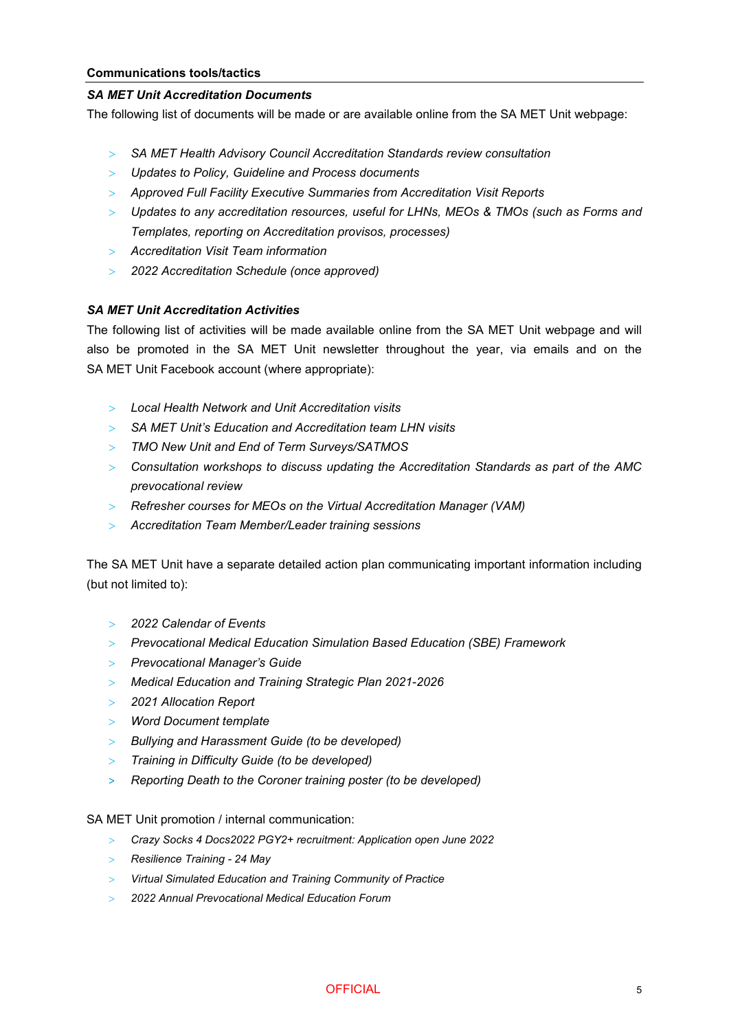**Communications tools/tactics**

***SA MET Unit Accreditation Documents***

The following list of documents will be made or are available online from the SA MET Unit webpage:

- *SA MET Health Advisory Council Accreditation Standards review consultation*
- *Updates to Policy, Guideline and Process documents*
- *Approved Full Facility Executive Summaries from Accreditation Visit Reports*
- *Updates to any accreditation resources, useful for LHNs, MEOs & TMOs (such as Forms and Templates, reporting on Accreditation provisos, processes)*
- *Accreditation Visit Team information*
- *2022 Accreditation Schedule (once approved)*

***SA MET Unit Accreditation Activities***

The following list of activities will be made available online from the SA MET Unit webpage and will also be promoted in the SA MET Unit newsletter throughout the year, via emails and on the SA MET Unit Facebook account (where appropriate):

- *Local Health Network and Unit Accreditation visits*
- *SA MET Unit's Education and Accreditation team LHN visits*
- *TMO New Unit and End of Term Surveys/SATMOS*
- *Consultation workshops to discuss updating the Accreditation Standards as part of the AMC prevocational review*
- *Refresher courses for MEOs on the Virtual Accreditation Manager (VAM)*
- *Accreditation Team Member/Leader training sessions*

The SA MET Unit have a separate detailed action plan communicating important information including (but not limited to):

- *2022 Calendar of Events*
- *Prevocational Medical Education Simulation Based Education (SBE) Framework*
- *Prevocational Manager's Guide*
- *Medical Education and Training Strategic Plan 2021-2026*
- *2021 Allocation Report*
- *Word Document template*
- *Bullying and Harassment Guide (to be developed)*
- *Training in Difficulty Guide (to be developed)*
- *Reporting Death to the Coroner training poster (to be developed)*

SA MET Unit promotion / internal communication:

- *Crazy Socks 4 Docs2022 PGY2+ recruitment: Application open June 2022*
- *Resilience Training - 24 May*
- *Virtual Simulated Education and Training Community of Practice*
- *2022 Annual Prevocational Medical Education Forum*

OFFICIAL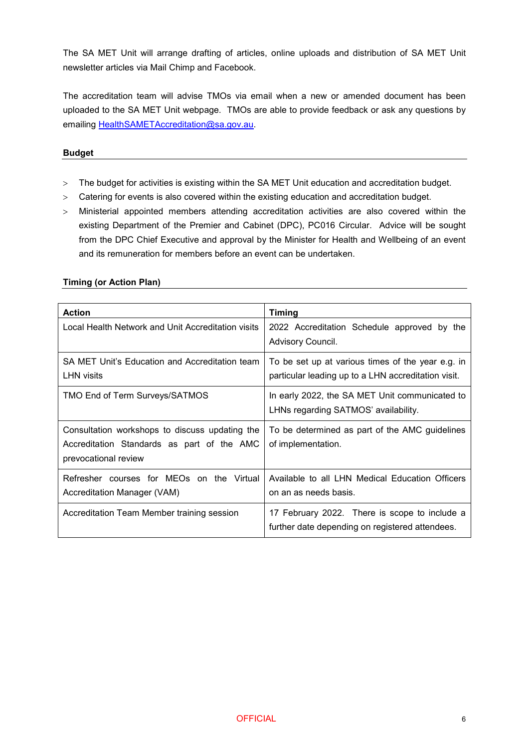The SA MET Unit will arrange drafting of articles, online uploads and distribution of SA MET Unit newsletter articles via Mail Chimp and Facebook.

The accreditation team will advise TMOs via email when a new or amended document has been uploaded to the SA MET Unit webpage. TMOs are able to provide feedback or ask any questions by emailing HealthSAMETAccreditation@sa.gov.au.

## Budget

- The budget for activities is existing within the SA MET Unit education and accreditation budget.
- Catering for events is also covered within the existing education and accreditation budget.
- Ministerial appointed members attending accreditation activities are also covered within the existing Department of the Premier and Cabinet (DPC), PC016 Circular. Advice will be sought from the DPC Chief Executive and approval by the Minister for Health and Wellbeing of an event and its remuneration for members before an event can be undertaken.

## Timing (or Action Plan)

| Action | Timing |
|---|---|
| Local Health Network and Unit Accreditation visits | 2022 Accreditation Schedule approved by the Advisory Council. |
| SA MET Unit's Education and Accreditation team LHN visits | To be set up at various times of the year e.g. in particular leading up to a LHN accreditation visit. |
| TMO End of Term Surveys/SATMOS | In early 2022, the SA MET Unit communicated to LHNs regarding SATMOS' availability. |
| Consultation workshops to discuss updating the Accreditation Standards as part of the AMC prevocational review | To be determined as part of the AMC guidelines of implementation. |
| Refresher courses for MEOs on the Virtual Accreditation Manager (VAM) | Available to all LHN Medical Education Officers on an as needs basis. |
| Accreditation Team Member training session | 17 February 2022. There is scope to include a further date depending on registered attendees. |

OFFICIAL